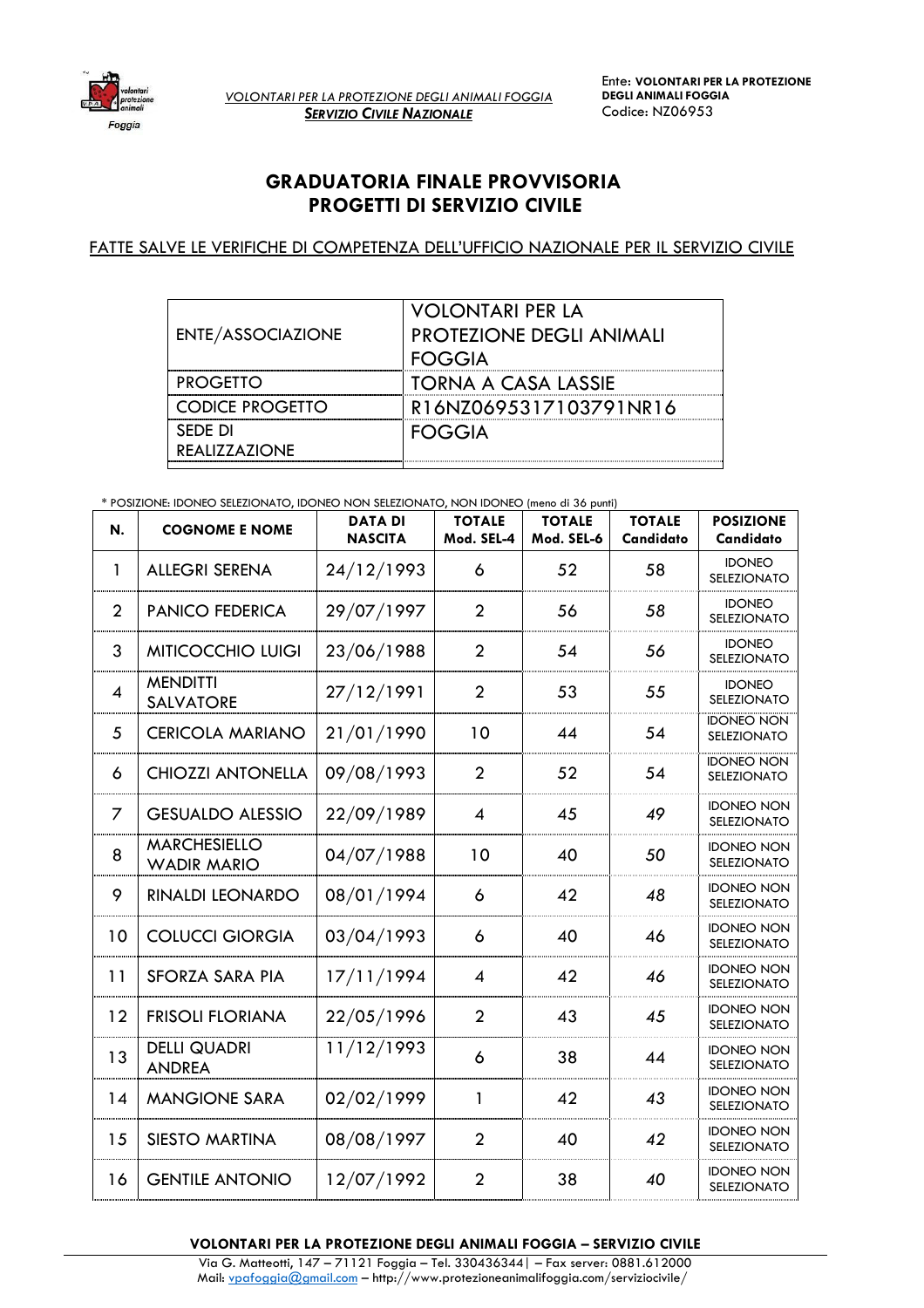VOLONTARI PER LA PROTEZIONE DEGLI ANIMALI FOGGIA
**SERVIZIO CIVILE NAZIONALE**

Ente: **VOLONTARI PER LA PROTEZIONE DEGLI ANIMALI FOGGIA**
Codice: NZ06953

# GRADUATORIA FINALE PROVVISORIA
# PROGETTI DI SERVIZIO CIVILE

FATTE SALVE LE VERIFICHE DI COMPETENZA DELL'UFFICIO NAZIONALE PER IL SERVIZIO CIVILE

| | |
|---|---|
| ENTE/ASSOCIAZIONE | VOLONTARI PER LA PROTEZIONE DEGLI ANIMALI FOGGIA |
| PROGETTO | TORNA A CASA LASSIE |
| CODICE PROGETTO | R16NZ0695317103791NR16 |
| SEDE DI REALIZZAZIONE | FOGGIA |

\* POSIZIONE: IDONEO SELEZIONATO, IDONEO NON SELEZIONATO, NON IDONEO (meno di 36 punti)

| N. | COGNOME E NOME | DATA DI NASCITA | TOTALE Mod. SEL-4 | TOTALE Mod. SEL-6 | TOTALE Candidato | POSIZIONE Candidato |
|---|---|---|---|---|---|---|
| 1 | ALLEGRI SERENA | 24/12/1993 | 6 | 52 | 58 | IDONEO SELEZIONATO |
| 2 | PANICO FEDERICA | 29/07/1997 | 2 | 56 | 58 | IDONEO SELEZIONATO |
| 3 | MITICOCCHIO LUIGI | 23/06/1988 | 2 | 54 | 56 | IDONEO SELEZIONATO |
| 4 | MENDITTI SALVATORE | 27/12/1991 | 2 | 53 | 55 | IDONEO SELEZIONATO |
| 5 | CERICOLA MARIANO | 21/01/1990 | 10 | 44 | 54 | IDONEO NON SELEZIONATO |
| 6 | CHIOZZI ANTONELLA | 09/08/1993 | 2 | 52 | 54 | IDONEO NON SELEZIONATO |
| 7 | GESUALDO ALESSIO | 22/09/1989 | 4 | 45 | 49 | IDONEO NON SELEZIONATO |
| 8 | MARCHESIELLO WADIR MARIO | 04/07/1988 | 10 | 40 | 50 | IDONEO NON SELEZIONATO |
| 9 | RINALDI LEONARDO | 08/01/1994 | 6 | 42 | 48 | IDONEO NON SELEZIONATO |
| 10 | COLUCCI GIORGIA | 03/04/1993 | 6 | 40 | 46 | IDONEO NON SELEZIONATO |
| 11 | SFORZA SARA PIA | 17/11/1994 | 4 | 42 | 46 | IDONEO NON SELEZIONATO |
| 12 | FRISOLI FLORIANA | 22/05/1996 | 2 | 43 | 45 | IDONEO NON SELEZIONATO |
| 13 | DELLI QUADRI ANDREA | 11/12/1993 | 6 | 38 | 44 | IDONEO NON SELEZIONATO |
| 14 | MANGIONE SARA | 02/02/1999 | 1 | 42 | 43 | IDONEO NON SELEZIONATO |
| 15 | SIESTO MARTINA | 08/08/1997 | 2 | 40 | 42 | IDONEO NON SELEZIONATO |
| 16 | GENTILE ANTONIO | 12/07/1992 | 2 | 38 | 40 | IDONEO NON SELEZIONATO |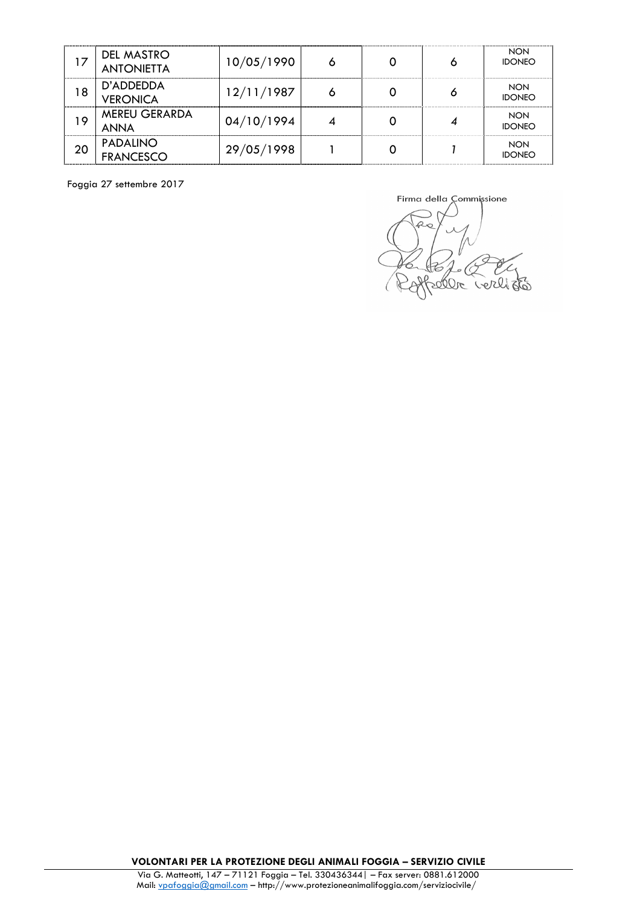| | | | | | | |
|---|---|---|---|---|---|---|
| 17 | DEL MASTRO ANTONIETTA | 10/05/1990 | 6 | 0 | 6 | NON IDONEO |
| 18 | D'ADDEDDA VERONICA | 12/11/1987 | 6 | 0 | 6 | NON IDONEO |
| 19 | MEREU GERARDA ANNA | 04/10/1994 | 4 | 0 | 4 | NON IDONEO |
| 20 | PADALINO FRANCESCO | 29/05/1998 | 1 | 0 | 1 | NON IDONEO |

Foggia 27 settembre 2017

Firma della Commissione

**VOLONTARI PER LA PROTEZIONE DEGLI ANIMALI FOGGIA – SERVIZIO CIVILE**

Via G. Matteotti, 147 – 71121 Foggia – Tel. 330436344| – Fax server: 0881.612000
Mail: vpafoggia@gmail.com – http://www.protezioneanimalifoggia.com/serviziocivile/